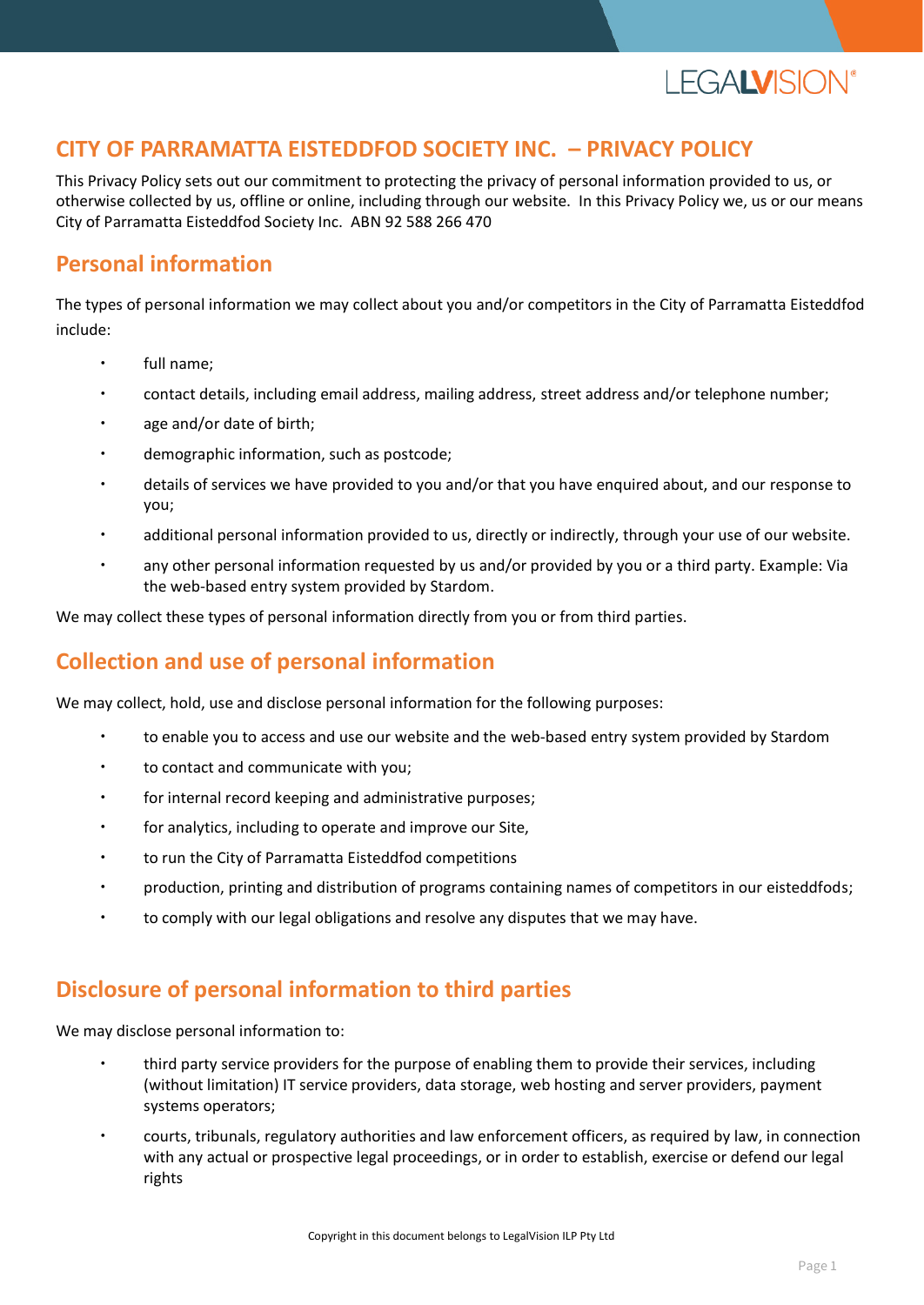# CITY OF PARRAMATTA EISTEDDFOD SOCIETY INC. – PRIVACY POLICY

This Privacy Policy sets out our commitment to protecting the privacy of personal information provided to us, or otherwise collected by us, offline or online, including through our website. In this Privacy Policy we, us or our means City of Parramatta Eisteddfod Society Inc. ABN 92 588 266 470

## Personal information

The types of personal information we may collect about you and/or competitors in the City of Parramatta Eisteddfod include:

- full name;
- contact details, including email address, mailing address, street address and/or telephone number;
- age and/or date of birth;
- demographic information, such as postcode;
- details of services we have provided to you and/or that you have enquired about, and our response to you;
- additional personal information provided to us, directly or indirectly, through your use of our website.
- any other personal information requested by us and/or provided by you or a third party. Example: Via the web-based entry system provided by Stardom.

We may collect these types of personal information directly from you or from third parties.

## Collection and use of personal information

We may collect, hold, use and disclose personal information for the following purposes:

- to enable you to access and use our website and the web-based entry system provided by Stardom
- to contact and communicate with you;
- for internal record keeping and administrative purposes;
- for analytics, including to operate and improve our Site,
- to run the City of Parramatta Eisteddfod competitions
- production, printing and distribution of programs containing names of competitors in our eisteddfods;
- to comply with our legal obligations and resolve any disputes that we may have.

## Disclosure of personal information to third parties

We may disclose personal information to:

- third party service providers for the purpose of enabling them to provide their services, including (without limitation) IT service providers, data storage, web hosting and server providers, payment systems operators;
- courts, tribunals, regulatory authorities and law enforcement officers, as required by law, in connection with any actual or prospective legal proceedings, or in order to establish, exercise or defend our legal rights

Copyright in this document belongs to LegalVision ILP Pty Ltd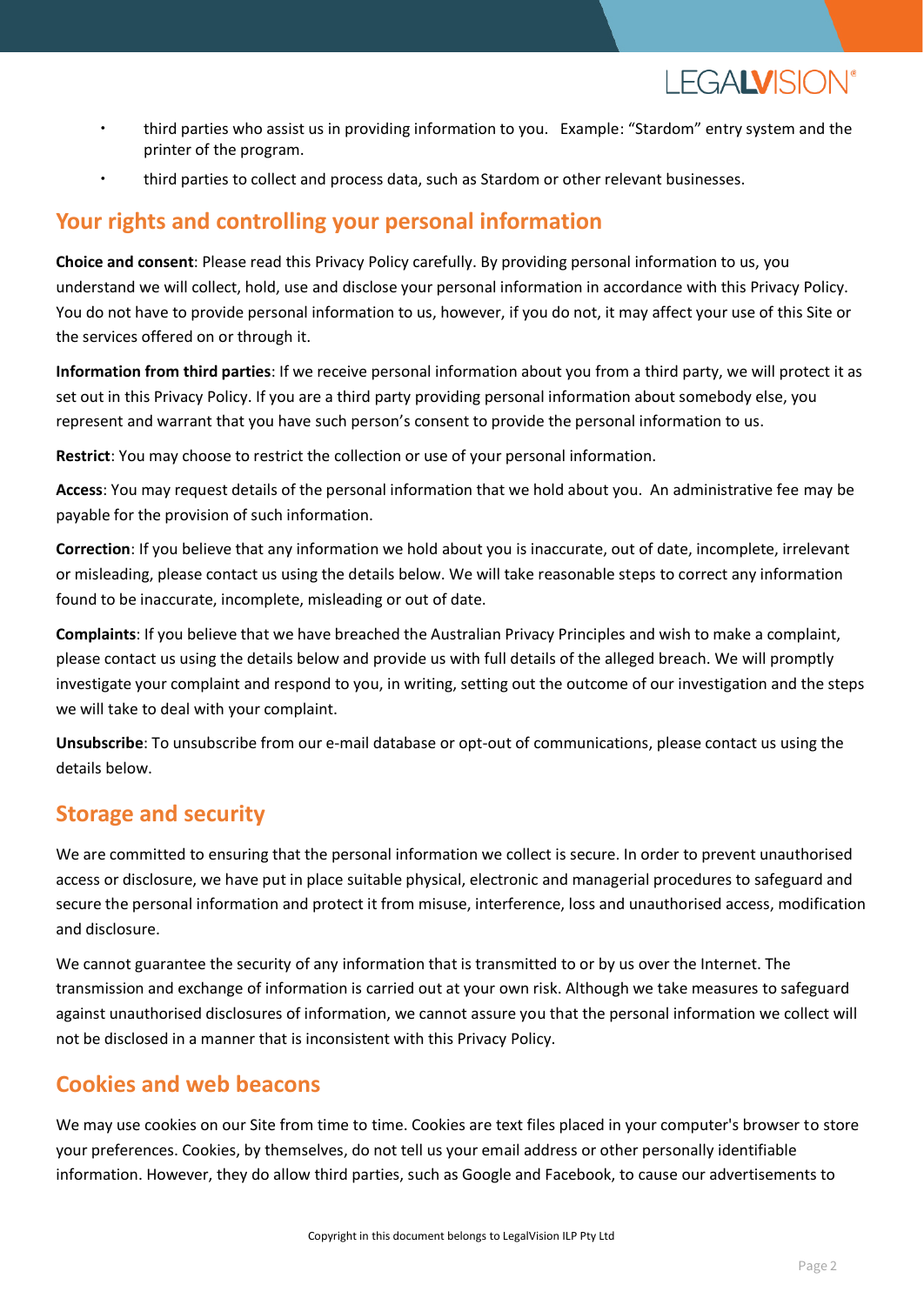- third parties who assist us in providing information to you.   Example: “Stardom” entry system and the printer of the program.
- third parties to collect and process data, such as Stardom or other relevant businesses.

## Your rights and controlling your personal information

**Choice and consent**: Please read this Privacy Policy carefully. By providing personal information to us, you understand we will collect, hold, use and disclose your personal information in accordance with this Privacy Policy. You do not have to provide personal information to us, however, if you do not, it may affect your use of this Site or the services offered on or through it.

**Information from third parties**: If we receive personal information about you from a third party, we will protect it as set out in this Privacy Policy. If you are a third party providing personal information about somebody else, you represent and warrant that you have such person’s consent to provide the personal information to us.

**Restrict**: You may choose to restrict the collection or use of your personal information.

**Access**: You may request details of the personal information that we hold about you.  An administrative fee may be payable for the provision of such information.

**Correction**: If you believe that any information we hold about you is inaccurate, out of date, incomplete, irrelevant or misleading, please contact us using the details below. We will take reasonable steps to correct any information found to be inaccurate, incomplete, misleading or out of date.

**Complaints**: If you believe that we have breached the Australian Privacy Principles and wish to make a complaint, please contact us using the details below and provide us with full details of the alleged breach. We will promptly investigate your complaint and respond to you, in writing, setting out the outcome of our investigation and the steps we will take to deal with your complaint.

**Unsubscribe**: To unsubscribe from our e-mail database or opt-out of communications, please contact us using the details below.

## Storage and security

We are committed to ensuring that the personal information we collect is secure. In order to prevent unauthorised access or disclosure, we have put in place suitable physical, electronic and managerial procedures to safeguard and secure the personal information and protect it from misuse, interference, loss and unauthorised access, modification and disclosure.

We cannot guarantee the security of any information that is transmitted to or by us over the Internet. The transmission and exchange of information is carried out at your own risk. Although we take measures to safeguard against unauthorised disclosures of information, we cannot assure you that the personal information we collect will not be disclosed in a manner that is inconsistent with this Privacy Policy.

## Cookies and web beacons

We may use cookies on our Site from time to time. Cookies are text files placed in your computer's browser to store your preferences. Cookies, by themselves, do not tell us your email address or other personally identifiable information. However, they do allow third parties, such as Google and Facebook, to cause our advertisements to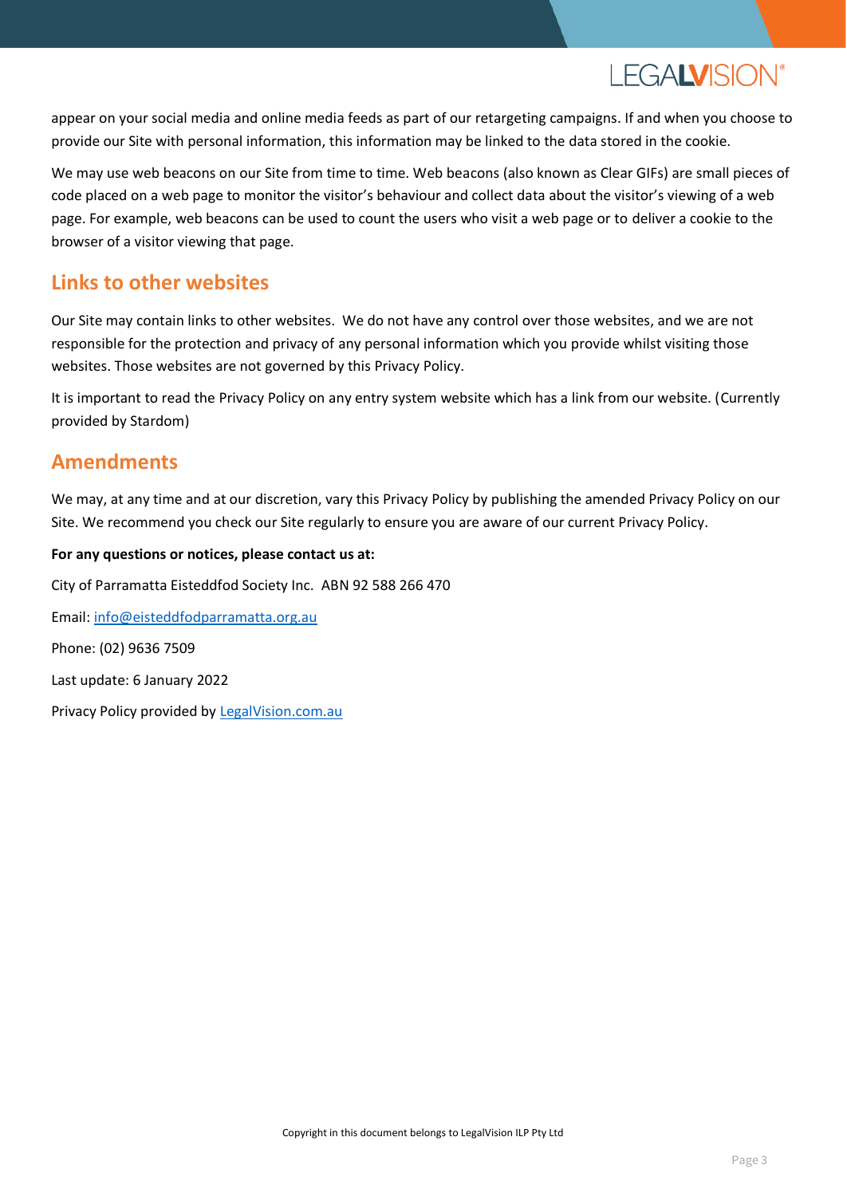appear on your social media and online media feeds as part of our retargeting campaigns. If and when you choose to provide our Site with personal information, this information may be linked to the data stored in the cookie.

We may use web beacons on our Site from time to time. Web beacons (also known as Clear GIFs) are small pieces of code placed on a web page to monitor the visitor's behaviour and collect data about the visitor's viewing of a web page. For example, web beacons can be used to count the users who visit a web page or to deliver a cookie to the browser of a visitor viewing that page.

## Links to other websites

Our Site may contain links to other websites. We do not have any control over those websites, and we are not responsible for the protection and privacy of any personal information which you provide whilst visiting those websites. Those websites are not governed by this Privacy Policy.

It is important to read the Privacy Policy on any entry system website which has a link from our website. (Currently provided by Stardom)

## Amendments

We may, at any time and at our discretion, vary this Privacy Policy by publishing the amended Privacy Policy on our Site. We recommend you check our Site regularly to ensure you are aware of our current Privacy Policy.

**For any questions or notices, please contact us at:**

City of Parramatta Eisteddfod Society Inc. ABN 92 588 266 470

Email: info@eisteddfodparramatta.org.au

Phone: (02) 9636 7509

Last update: 6 January 2022

Privacy Policy provided by LegalVision.com.au

Copyright in this document belongs to LegalVision ILP Pty Ltd